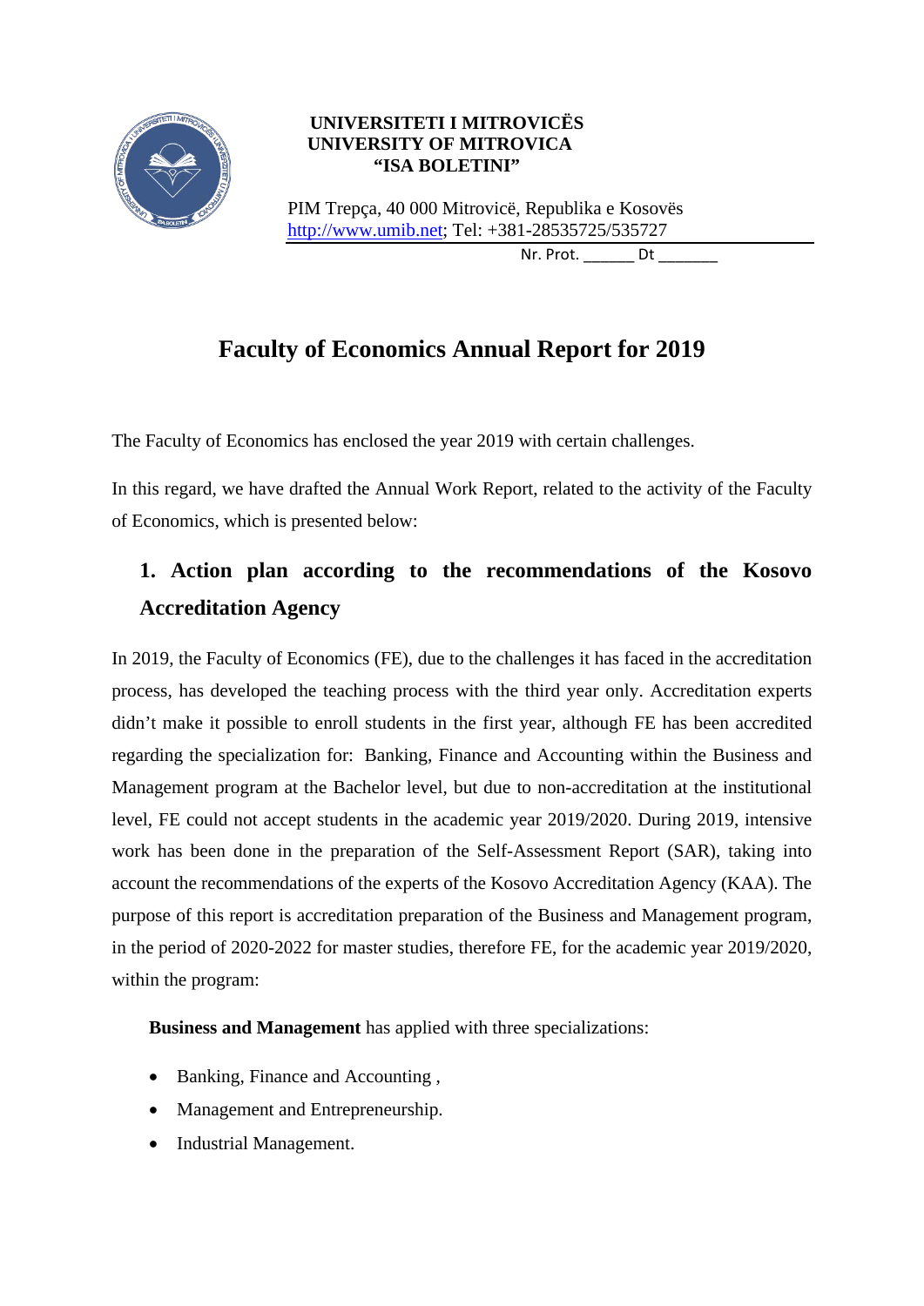**UNIVERSITETI I MITROVICËS**
**UNIVERSITY OF MITROVICA**
**"ISA BOLETINI"**

PIM Trepça, 40 000 Mitrovicë, Republika e Kosovës
http://www.umib.net; Tel: +381-28535725/535727

Nr. Prot. ______ Dt _______

# Faculty of Economics Annual Report for 2019

The Faculty of Economics has enclosed the year 2019 with certain challenges.

In this regard, we have drafted the Annual Work Report, related to the activity of the Faculty of Economics, which is presented below:

## 1. Action plan according to the recommendations of the Kosovo Accreditation Agency

In 2019, the Faculty of Economics (FE), due to the challenges it has faced in the accreditation process, has developed the teaching process with the third year only. Accreditation experts didn't make it possible to enroll students in the first year, although FE has been accredited regarding the specialization for: Banking, Finance and Accounting within the Business and Management program at the Bachelor level, but due to non-accreditation at the institutional level, FE could not accept students in the academic year 2019/2020. During 2019, intensive work has been done in the preparation of the Self-Assessment Report (SAR), taking into account the recommendations of the experts of the Kosovo Accreditation Agency (KAA). The purpose of this report is accreditation preparation of the Business and Management program, in the period of 2020-2022 for master studies, therefore FE, for the academic year 2019/2020, within the program:

**Business and Management** has applied with three specializations:

- Banking, Finance and Accounting ,
- Management and Entrepreneurship.
- Industrial Management.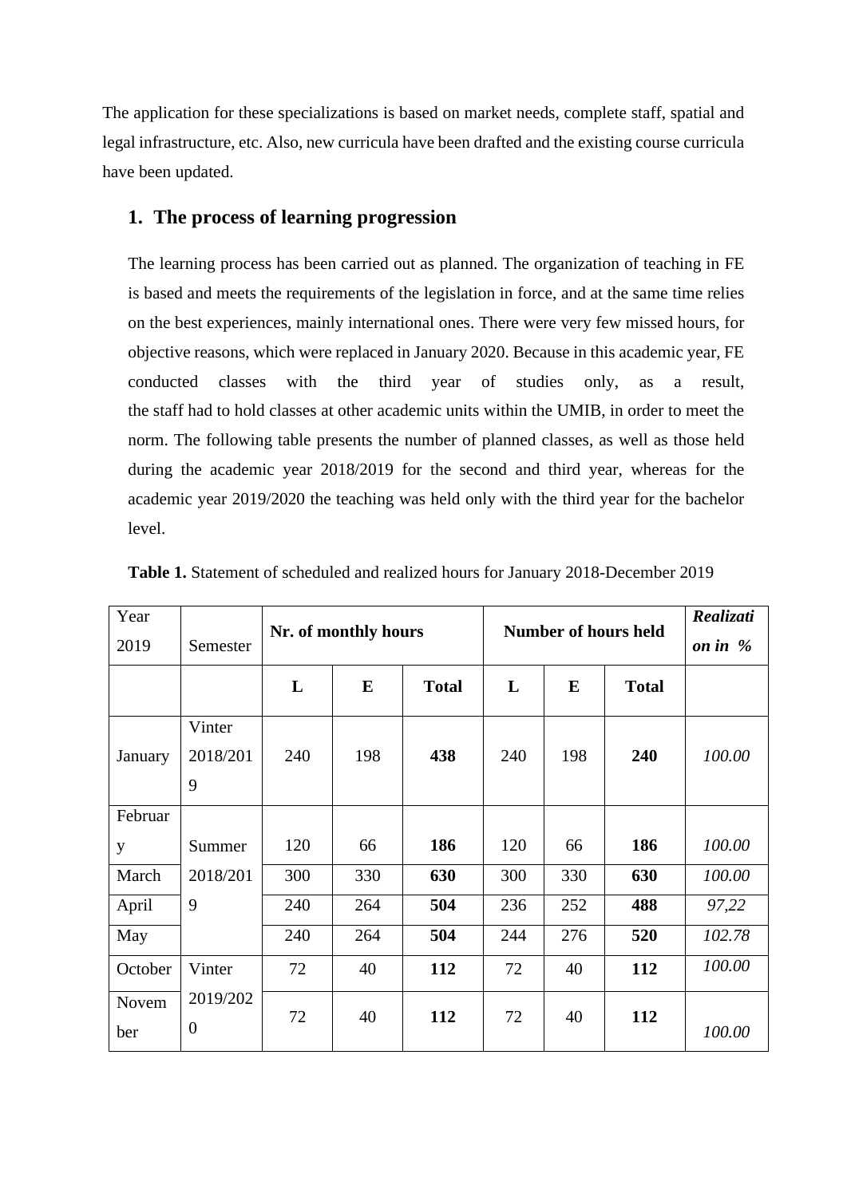The application for these specializations is based on market needs, complete staff, spatial and legal infrastructure, etc. Also, new curricula have been drafted and the existing course curricula have been updated.

## 1. The process of learning progression

The learning process has been carried out as planned. The organization of teaching in FE is based and meets the requirements of the legislation in force, and at the same time relies on the best experiences, mainly international ones. There were very few missed hours, for objective reasons, which were replaced in January 2020. Because in this academic year, FE conducted classes with the third year of studies only, as a result, the staff had to hold classes at other academic units within the UMIB, in order to meet the norm. The following table presents the number of planned classes, as well as those held during the academic year 2018/2019 for the second and third year, whereas for the academic year 2019/2020 the teaching was held only with the third year for the bachelor level.

**Table 1.** Statement of scheduled and realized hours for January 2018-December 2019

| Year 2019 | Semester | Nr. of monthly hours | | | Number of hours held | | | ***Realization in %*** |
|---|---|---|---|---|---|---|---|---|
| | | **L** | **E** | **Total** | **L** | **E** | **Total** | |
| January | Vinter 2018/2019 | 240 | 198 | **438** | 240 | 198 | **240** | *100.00* |
| February | Summer 2018/2019 | 120 | 66 | **186** | 120 | 66 | **186** | *100.00* |
| March | | 300 | 330 | **630** | 300 | 330 | **630** | *100.00* |
| April | | 240 | 264 | **504** | 236 | 252 | **488** | *97,22* |
| May | | 240 | 264 | **504** | 244 | 276 | **520** | *102.78* |
| October | Vinter 2019/2020 | 72 | 40 | **112** | 72 | 40 | **112** | *100.00* |
| November | | 72 | 40 | **112** | 72 | 40 | **112** | *100.00* |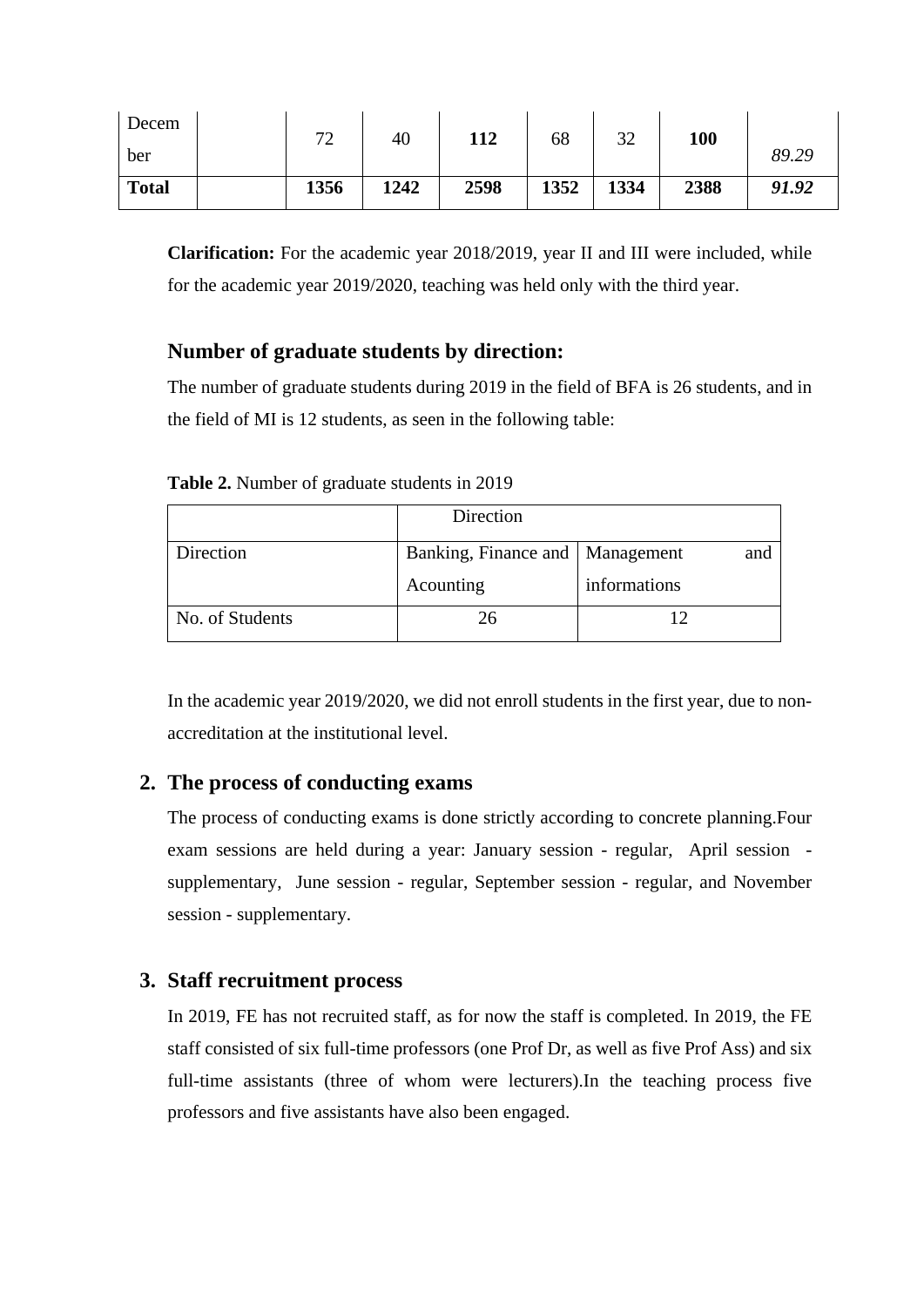| December | | 72 | 40 | **112** | 68 | 32 | **100** | *89.29* |
|---|---|---|---|---|---|---|---|---|
| **Total** | | **1356** | **1242** | **2598** | **1352** | **1334** | **2388** | ***91.92*** |

**Clarification:** For the academic year 2018/2019, year II and III were included, while for the academic year 2019/2020, teaching was held only with the third year.

### Number of graduate students by direction:

The number of graduate students during 2019 in the field of BFA is 26 students, and in the field of MI is 12 students, as seen in the following table:

**Table 2.** Number of graduate students in 2019

| | Direction | |
|---|---|---|
| Direction | Banking, Finance and Acounting | Management and informations |
| No. of Students | 26 | 12 |

In the academic year 2019/2020, we did not enroll students in the first year, due to non-accreditation at the institutional level.

## 2. The process of conducting exams

The process of conducting exams is done strictly according to concrete planning.Four exam sessions are held during a year: January session - regular, April session - supplementary, June session - regular, September session - regular, and November session - supplementary.

## 3. Staff recruitment process

In 2019, FE has not recruited staff, as for now the staff is completed. In 2019, the FE staff consisted of six full-time professors (one Prof Dr, as well as five Prof Ass) and six full-time assistants (three of whom were lecturers).In the teaching process five professors and five assistants have also been engaged.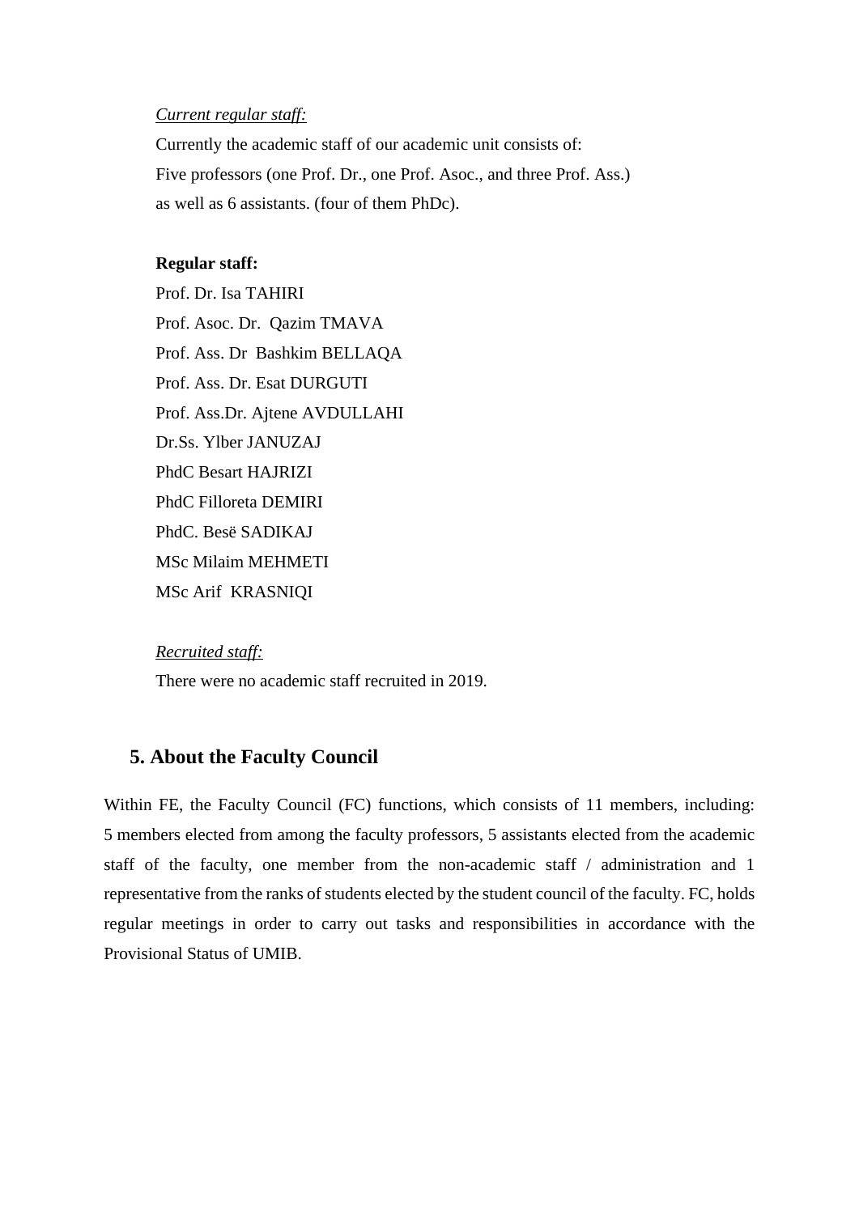*Current regular staff:*

Currently the academic staff of our academic unit consists of:
Five professors (one Prof. Dr., one Prof. Asoc., and three Prof. Ass.)
as well as 6 assistants. (four of them PhDc).

**Regular staff:**

Prof. Dr. Isa TAHIRI
Prof. Asoc. Dr. Qazim TMAVA
Prof. Ass. Dr Bashkim BELLAQA
Prof. Ass. Dr. Esat DURGUTI
Prof. Ass.Dr. Ajtene AVDULLAHI
Dr.Ss. Ylber JANUZAJ
PhdC Besart HAJRIZI
PhdC Filloreta DEMIRI
PhdC. Besë SADIKAJ
MSc Milaim MEHMETI
MSc Arif KRASNIQI

*Recruited staff:*

There were no academic staff recruited in 2019.

## 5. About the Faculty Council

Within FE, the Faculty Council (FC) functions, which consists of 11 members, including: 5 members elected from among the faculty professors, 5 assistants elected from the academic staff of the faculty, one member from the non-academic staff / administration and 1 representative from the ranks of students elected by the student council of the faculty. FC, holds regular meetings in order to carry out tasks and responsibilities in accordance with the Provisional Status of UMIB.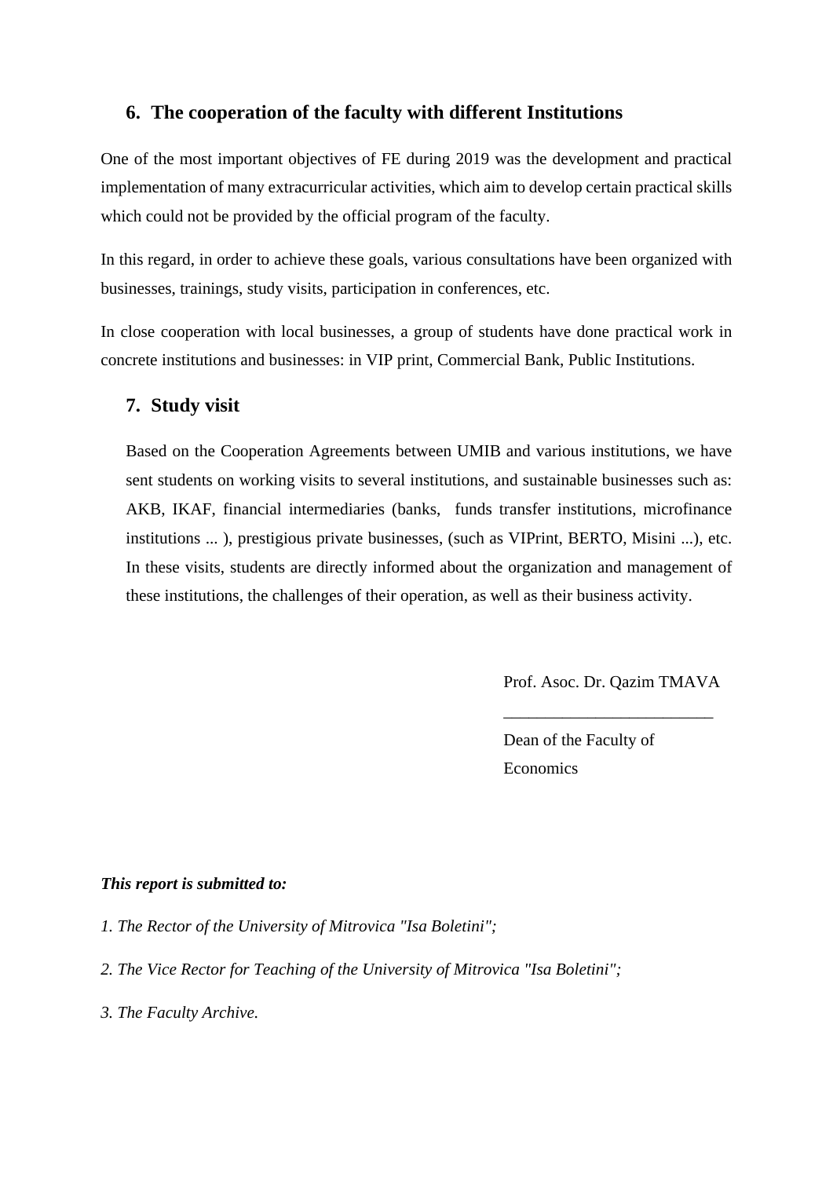## 6. The cooperation of the faculty with different Institutions

One of the most important objectives of FE during 2019 was the development and practical implementation of many extracurricular activities, which aim to develop certain practical skills which could not be provided by the official program of the faculty.

In this regard, in order to achieve these goals, various consultations have been organized with businesses, trainings, study visits, participation in conferences, etc.

In close cooperation with local businesses, a group of students have done practical work in concrete institutions and businesses: in VIP print, Commercial Bank, Public Institutions.

## 7. Study visit

Based on the Cooperation Agreements between UMIB and various institutions, we have sent students on working visits to several institutions, and sustainable businesses such as: AKB, IKAF, financial intermediaries (banks, funds transfer institutions, microfinance institutions ... ), prestigious private businesses, (such as VIPrint, BERTO, Misini ...), etc. In these visits, students are directly informed about the organization and management of these institutions, the challenges of their operation, as well as their business activity.

Prof. Asoc. Dr. Qazim TMAVA

_________________________

Dean of the Faculty of Economics

***This report is submitted to:***

*1. The Rector of the University of Mitrovica "Isa Boletini";*

*2. The Vice Rector for Teaching of the University of Mitrovica "Isa Boletini";*

*3. The Faculty Archive.*